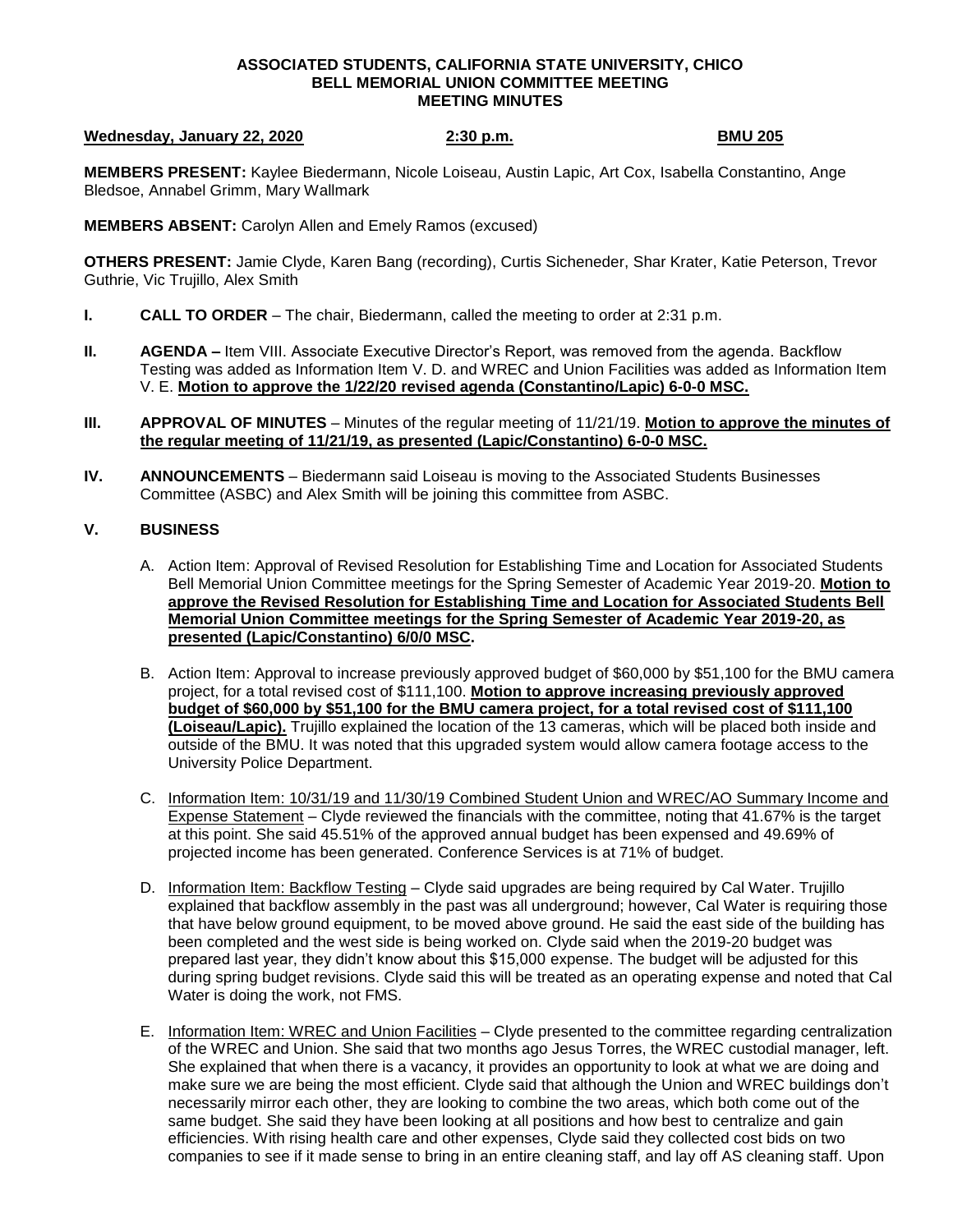**ASSOCIATED STUDENTS, CALIFORNIA STATE UNIVERSITY, CHICO**
**BELL MEMORIAL UNION COMMITTEE MEETING**
**MEETING MINUTES**

**Wednesday, January 22, 2020** **2:30 p.m.** **BMU 205**

**MEMBERS PRESENT:** Kaylee Biedermann, Nicole Loiseau, Austin Lapic, Art Cox, Isabella Constantino, Ange Bledsoe, Annabel Grimm, Mary Wallmark

**MEMBERS ABSENT:** Carolyn Allen and Emely Ramos (excused)

**OTHERS PRESENT:** Jamie Clyde, Karen Bang (recording), Curtis Sicheneder, Shar Krater, Katie Peterson, Trevor Guthrie, Vic Trujillo, Alex Smith

**I. CALL TO ORDER** – The chair, Biedermann, called the meeting to order at 2:31 p.m.

**II. AGENDA –** Item VIII. Associate Executive Director's Report, was removed from the agenda. Backflow Testing was added as Information Item V. D. and WREC and Union Facilities was added as Information Item V. E. **Motion to approve the 1/22/20 revised agenda (Constantino/Lapic) 6-0-0 MSC.**

**III. APPROVAL OF MINUTES** – Minutes of the regular meeting of 11/21/19. **Motion to approve the minutes of the regular meeting of 11/21/19, as presented (Lapic/Constantino) 6-0-0 MSC.**

**IV. ANNOUNCEMENTS** – Biedermann said Loiseau is moving to the Associated Students Businesses Committee (ASBC) and Alex Smith will be joining this committee from ASBC.

**V. BUSINESS**

A. Action Item: Approval of Revised Resolution for Establishing Time and Location for Associated Students Bell Memorial Union Committee meetings for the Spring Semester of Academic Year 2019-20. **Motion to approve the Revised Resolution for Establishing Time and Location for Associated Students Bell Memorial Union Committee meetings for the Spring Semester of Academic Year 2019-20, as presented (Lapic/Constantino) 6/0/0 MSC.**

B. Action Item: Approval to increase previously approved budget of $60,000 by $51,100 for the BMU camera project, for a total revised cost of $111,100. **Motion to approve increasing previously approved budget of $60,000 by $51,100 for the BMU camera project, for a total revised cost of $111,100 (Loiseau/Lapic).** Trujillo explained the location of the 13 cameras, which will be placed both inside and outside of the BMU. It was noted that this upgraded system would allow camera footage access to the University Police Department.

C. Information Item: 10/31/19 and 11/30/19 Combined Student Union and WREC/AO Summary Income and Expense Statement – Clyde reviewed the financials with the committee, noting that 41.67% is the target at this point. She said 45.51% of the approved annual budget has been expensed and 49.69% of projected income has been generated. Conference Services is at 71% of budget.

D. Information Item: Backflow Testing – Clyde said upgrades are being required by Cal Water. Trujillo explained that backflow assembly in the past was all underground; however, Cal Water is requiring those that have below ground equipment, to be moved above ground. He said the east side of the building has been completed and the west side is being worked on. Clyde said when the 2019-20 budget was prepared last year, they didn't know about this $15,000 expense. The budget will be adjusted for this during spring budget revisions. Clyde said this will be treated as an operating expense and noted that Cal Water is doing the work, not FMS.

E. Information Item: WREC and Union Facilities – Clyde presented to the committee regarding centralization of the WREC and Union. She said that two months ago Jesus Torres, the WREC custodial manager, left. She explained that when there is a vacancy, it provides an opportunity to look at what we are doing and make sure we are being the most efficient. Clyde said that although the Union and WREC buildings don't necessarily mirror each other, they are looking to combine the two areas, which both come out of the same budget. She said they have been looking at all positions and how best to centralize and gain efficiencies. With rising health care and other expenses, Clyde said they collected cost bids on two companies to see if it made sense to bring in an entire cleaning staff, and lay off AS cleaning staff. Upon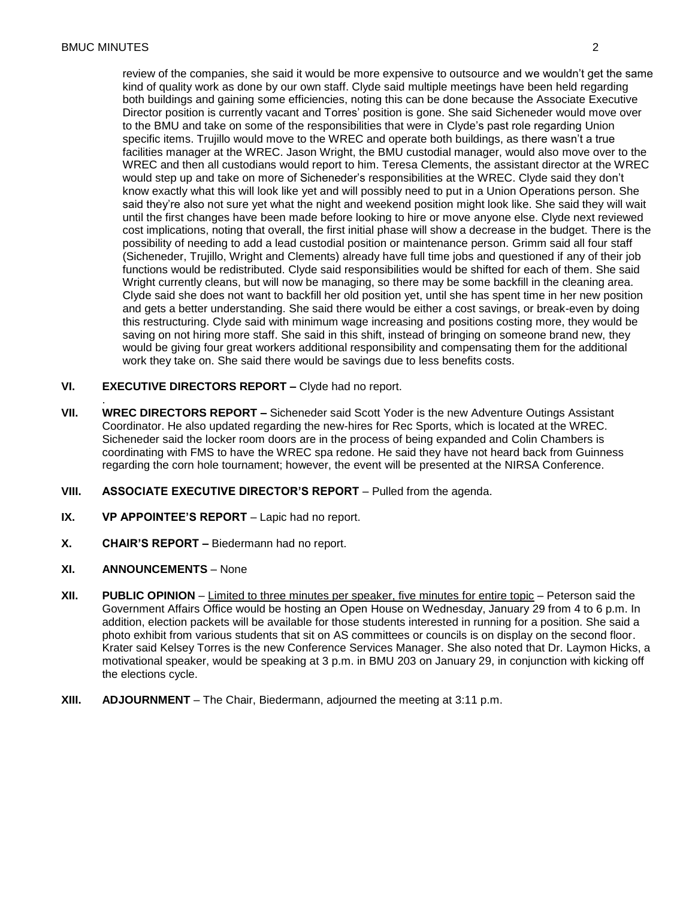review of the companies, she said it would be more expensive to outsource and we wouldn't get the same kind of quality work as done by our own staff. Clyde said multiple meetings have been held regarding both buildings and gaining some efficiencies, noting this can be done because the Associate Executive Director position is currently vacant and Torres' position is gone. She said Sicheneder would move over to the BMU and take on some of the responsibilities that were in Clyde's past role regarding Union specific items. Trujillo would move to the WREC and operate both buildings, as there wasn't a true facilities manager at the WREC. Jason Wright, the BMU custodial manager, would also move over to the WREC and then all custodians would report to him. Teresa Clements, the assistant director at the WREC would step up and take on more of Sicheneder's responsibilities at the WREC. Clyde said they don't know exactly what this will look like yet and will possibly need to put in a Union Operations person. She said they're also not sure yet what the night and weekend position might look like. She said they will wait until the first changes have been made before looking to hire or move anyone else. Clyde next reviewed cost implications, noting that overall, the first initial phase will show a decrease in the budget. There is the possibility of needing to add a lead custodial position or maintenance person. Grimm said all four staff (Sicheneder, Trujillo, Wright and Clements) already have full time jobs and questioned if any of their job functions would be redistributed. Clyde said responsibilities would be shifted for each of them. She said Wright currently cleans, but will now be managing, so there may be some backfill in the cleaning area. Clyde said she does not want to backfill her old position yet, until she has spent time in her new position and gets a better understanding. She said there would be either a cost savings, or break-even by doing this restructuring. Clyde said with minimum wage increasing and positions costing more, they would be saving on not hiring more staff. She said in this shift, instead of bringing on someone brand new, they would be giving four great workers additional responsibility and compensating them for the additional work they take on. She said there would be savings due to less benefits costs.

**VI. EXECUTIVE DIRECTORS REPORT –** Clyde had no report.

.

**VII. WREC DIRECTORS REPORT –** Sicheneder said Scott Yoder is the new Adventure Outings Assistant Coordinator. He also updated regarding the new-hires for Rec Sports, which is located at the WREC. Sicheneder said the locker room doors are in the process of being expanded and Colin Chambers is coordinating with FMS to have the WREC spa redone. He said they have not heard back from Guinness regarding the corn hole tournament; however, the event will be presented at the NIRSA Conference.

**VIII. ASSOCIATE EXECUTIVE DIRECTOR'S REPORT** – Pulled from the agenda.

**IX. VP APPOINTEE'S REPORT** – Lapic had no report.

**X. CHAIR'S REPORT –** Biedermann had no report.

**XI. ANNOUNCEMENTS** – None

**XII. PUBLIC OPINION** – Limited to three minutes per speaker, five minutes for entire topic – Peterson said the Government Affairs Office would be hosting an Open House on Wednesday, January 29 from 4 to 6 p.m. In addition, election packets will be available for those students interested in running for a position. She said a photo exhibit from various students that sit on AS committees or councils is on display on the second floor. Krater said Kelsey Torres is the new Conference Services Manager. She also noted that Dr. Laymon Hicks, a motivational speaker, would be speaking at 3 p.m. in BMU 203 on January 29, in conjunction with kicking off the elections cycle.

**XIII. ADJOURNMENT** – The Chair, Biedermann, adjourned the meeting at 3:11 p.m.